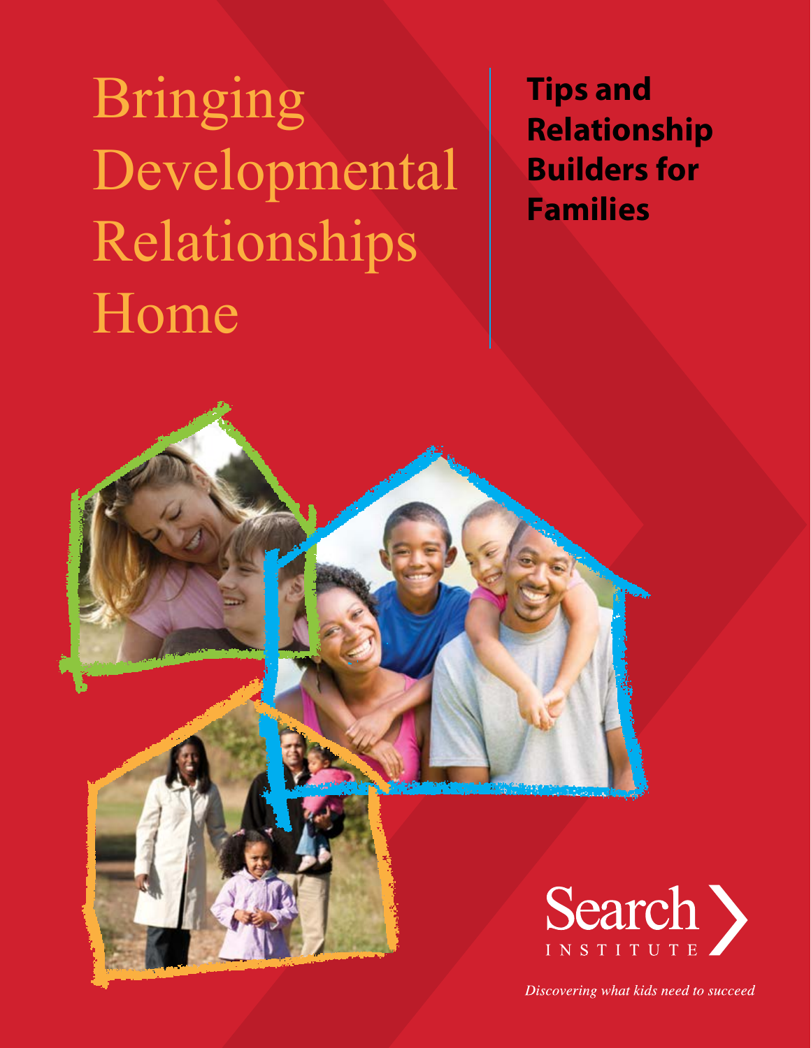# Bringing Developmental Relationships Home

## Tips and Relationship Builders for Families

Search Institute

*Discovering what kids need to succeed*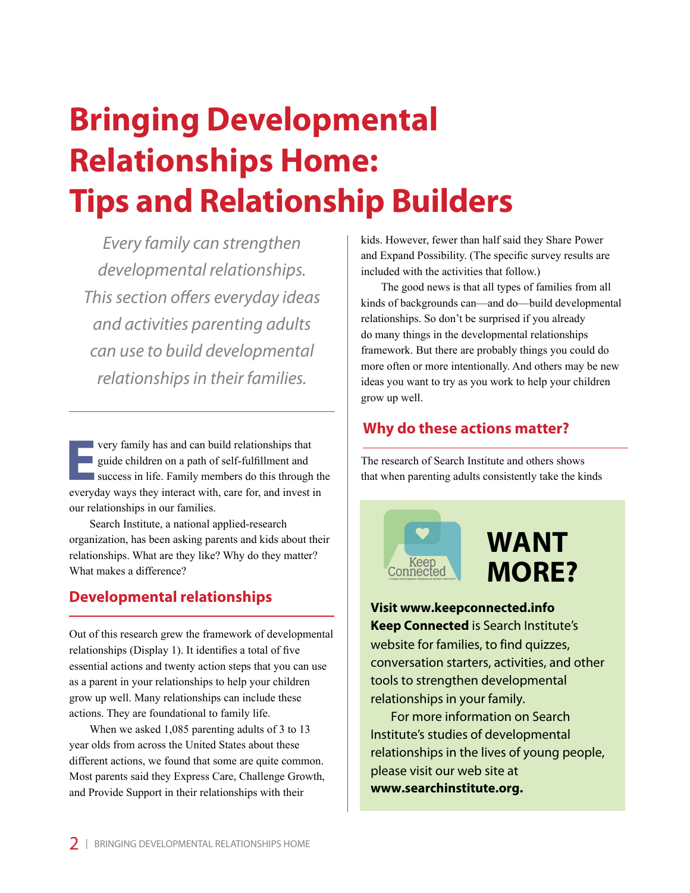# Bringing Developmental Relationships Home: Tips and Relationship Builders

*Every family can strengthen developmental relationships. This section offers everyday ideas and activities parenting adults can use to build developmental relationships in their families.*

Every family has and can build relationships that guide children on a path of self-fulfillment and success in life. Family members do this through the everyday ways they interact with, care for, and invest in our relationships in our families.

Search Institute, a national applied-research organization, has been asking parents and kids about their relationships. What are they like? Why do they matter? What makes a difference?

## Developmental relationships

Out of this research grew the framework of developmental relationships (Display 1). It identifies a total of five essential actions and twenty action steps that you can use as a parent in your relationships to help your children grow up well. Many relationships can include these actions. They are foundational to family life.

When we asked 1,085 parenting adults of 3 to 13 year olds from across the United States about these different actions, we found that some are quite common. Most parents said they Express Care, Challenge Growth, and Provide Support in their relationships with their kids. However, fewer than half said they Share Power and Expand Possibility. (The specific survey results are included with the activities that follow.)

The good news is that all types of families from all kinds of backgrounds can—and do—build developmental relationships. So don't be surprised if you already do many things in the developmental relationships framework. But there are probably things you could do more often or more intentionally. And others may be new ideas you want to try as you work to help your children grow up well.

## Why do these actions matter?

The research of Search Institute and others shows that when parenting adults consistently take the kinds

---

Keep Connected

**WANT MORE?**

**Visit www.keepconnected.info**
**Keep Connected** is Search Institute's website for families, to find quizzes, conversation starters, activities, and other tools to strengthen developmental relationships in your family.

For more information on Search Institute's studies of developmental relationships in the lives of young people, please visit our web site at **www.searchinstitute.org.**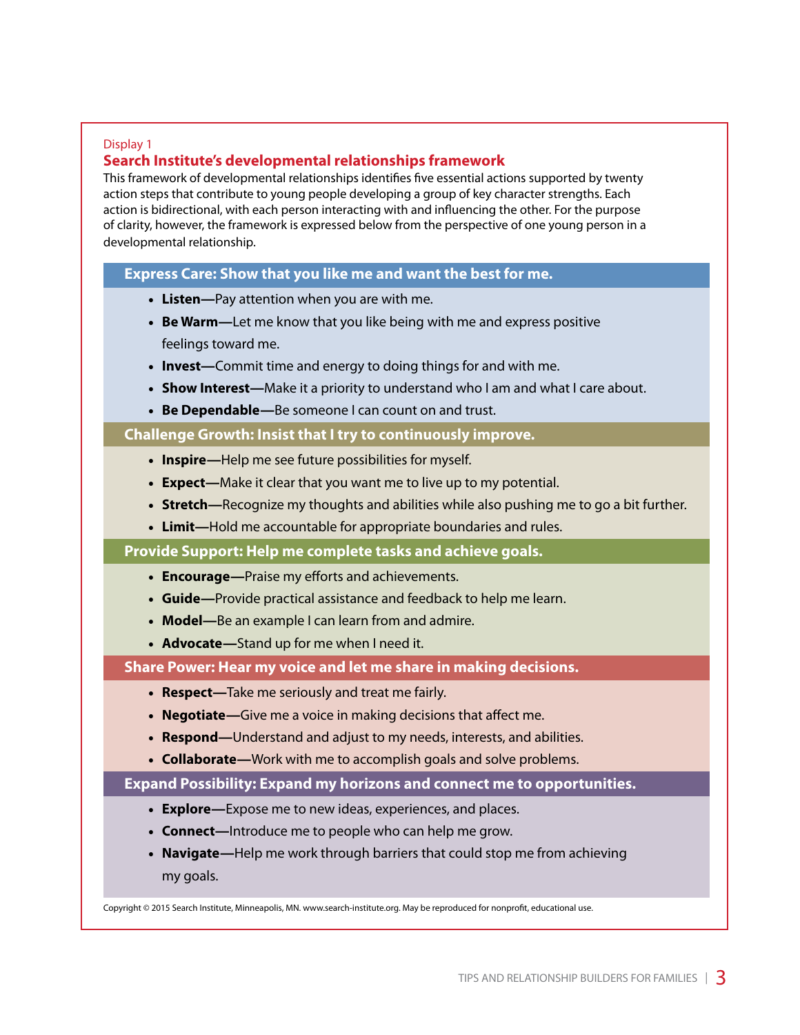Display 1

## Search Institute's developmental relationships framework

This framework of developmental relationships identifies five essential actions supported by twenty action steps that contribute to young people developing a group of key character strengths. Each action is bidirectional, with each person interacting with and influencing the other. For the purpose of clarity, however, the framework is expressed below from the perspective of one young person in a developmental relationship.

### Express Care: Show that you like me and want the best for me.

- **Listen—**Pay attention when you are with me.
- **Be Warm—**Let me know that you like being with me and express positive feelings toward me.
- **Invest—**Commit time and energy to doing things for and with me.
- **Show Interest—**Make it a priority to understand who I am and what I care about.
- **Be Dependable—**Be someone I can count on and trust.

### Challenge Growth: Insist that I try to continuously improve.

- **Inspire—**Help me see future possibilities for myself.
- **Expect—**Make it clear that you want me to live up to my potential.
- **Stretch—**Recognize my thoughts and abilities while also pushing me to go a bit further.
- **Limit—**Hold me accountable for appropriate boundaries and rules.

### Provide Support: Help me complete tasks and achieve goals.

- **Encourage—**Praise my efforts and achievements.
- **Guide—**Provide practical assistance and feedback to help me learn.
- **Model—**Be an example I can learn from and admire.
- **Advocate—**Stand up for me when I need it.

### Share Power: Hear my voice and let me share in making decisions.

- **Respect—**Take me seriously and treat me fairly.
- **Negotiate—**Give me a voice in making decisions that affect me.
- **Respond—**Understand and adjust to my needs, interests, and abilities.
- **Collaborate—**Work with me to accomplish goals and solve problems.

### Expand Possibility: Expand my horizons and connect me to opportunities.

- **Explore—**Expose me to new ideas, experiences, and places.
- **Connect—**Introduce me to people who can help me grow.
- **Navigate—**Help me work through barriers that could stop me from achieving my goals.

Copyright © 2015 Search Institute, Minneapolis, MN. www.search-institute.org. May be reproduced for nonprofit, educational use.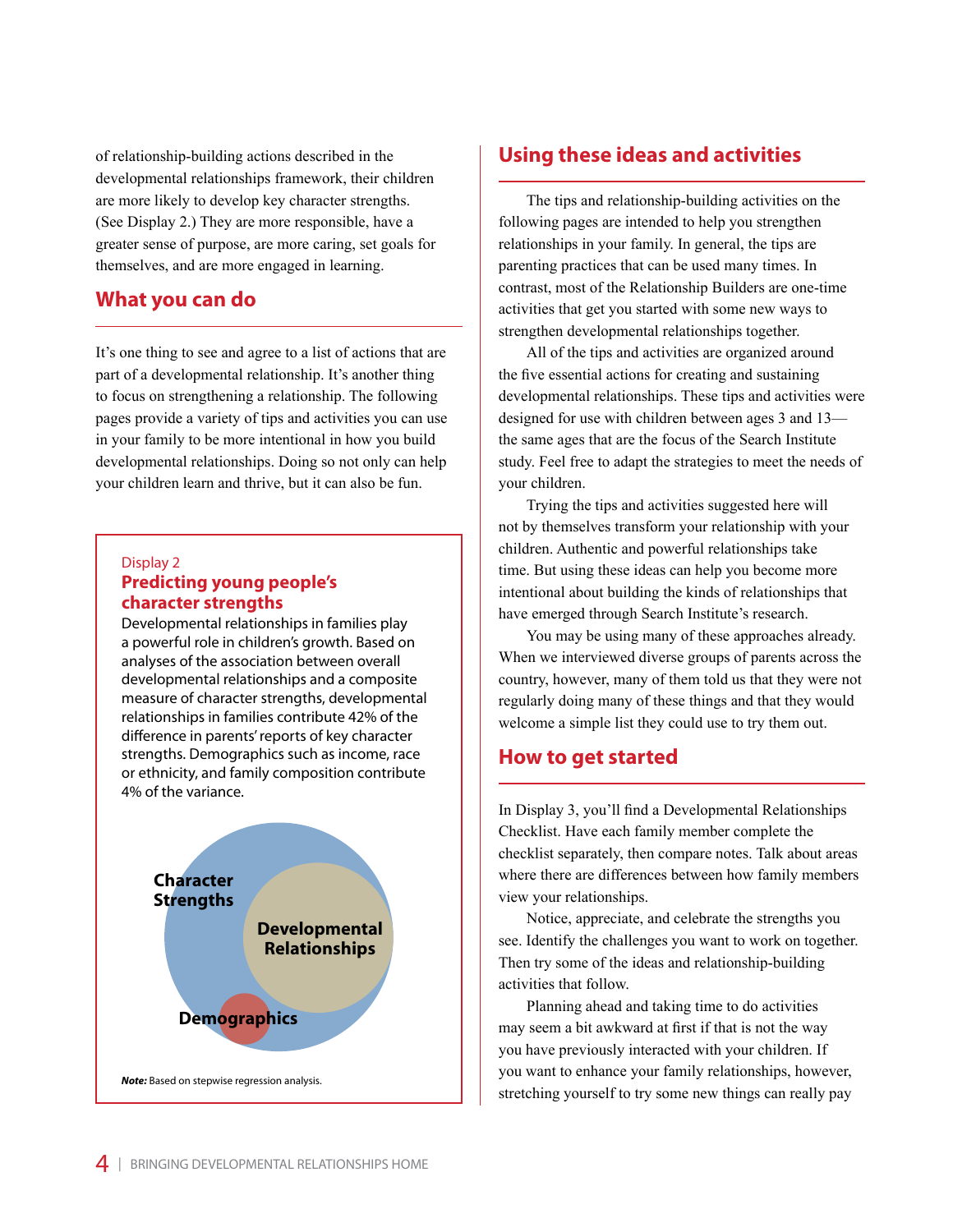of relationship-building actions described in the developmental relationships framework, their children are more likely to develop key character strengths. (See Display 2.) They are more responsible, have a greater sense of purpose, are more caring, set goals for themselves, and are more engaged in learning.

## What you can do

It's one thing to see and agree to a list of actions that are part of a developmental relationship. It's another thing to focus on strengthening a relationship. The following pages provide a variety of tips and activities you can use in your family to be more intentional in how you build developmental relationships. Doing so not only can help your children learn and thrive, but it can also be fun.

Display 2

### Predicting young people's character strengths

Developmental relationships in families play a powerful role in children's growth. Based on analyses of the association between overall developmental relationships and a composite measure of character strengths, developmental relationships in families contribute 42% of the difference in parents' reports of key character strengths. Demographics such as income, race or ethnicity, and family composition contribute 4% of the variance.

Character Strengths

Developmental Relationships

Demographics

***Note:*** Based on stepwise regression analysis.

## Using these ideas and activities

The tips and relationship-building activities on the following pages are intended to help you strengthen relationships in your family. In general, the tips are parenting practices that can be used many times. In contrast, most of the Relationship Builders are one-time activities that get you started with some new ways to strengthen developmental relationships together.

All of the tips and activities are organized around the five essential actions for creating and sustaining developmental relationships. These tips and activities were designed for use with children between ages 3 and 13—the same ages that are the focus of the Search Institute study. Feel free to adapt the strategies to meet the needs of your children.

Trying the tips and activities suggested here will not by themselves transform your relationship with your children. Authentic and powerful relationships take time. But using these ideas can help you become more intentional about building the kinds of relationships that have emerged through Search Institute's research.

You may be using many of these approaches already. When we interviewed diverse groups of parents across the country, however, many of them told us that they were not regularly doing many of these things and that they would welcome a simple list they could use to try them out.

## How to get started

In Display 3, you'll find a Developmental Relationships Checklist. Have each family member complete the checklist separately, then compare notes. Talk about areas where there are differences between how family members view your relationships.

Notice, appreciate, and celebrate the strengths you see. Identify the challenges you want to work on together. Then try some of the ideas and relationship-building activities that follow.

Planning ahead and taking time to do activities may seem a bit awkward at first if that is not the way you have previously interacted with your children. If you want to enhance your family relationships, however, stretching yourself to try some new things can really pay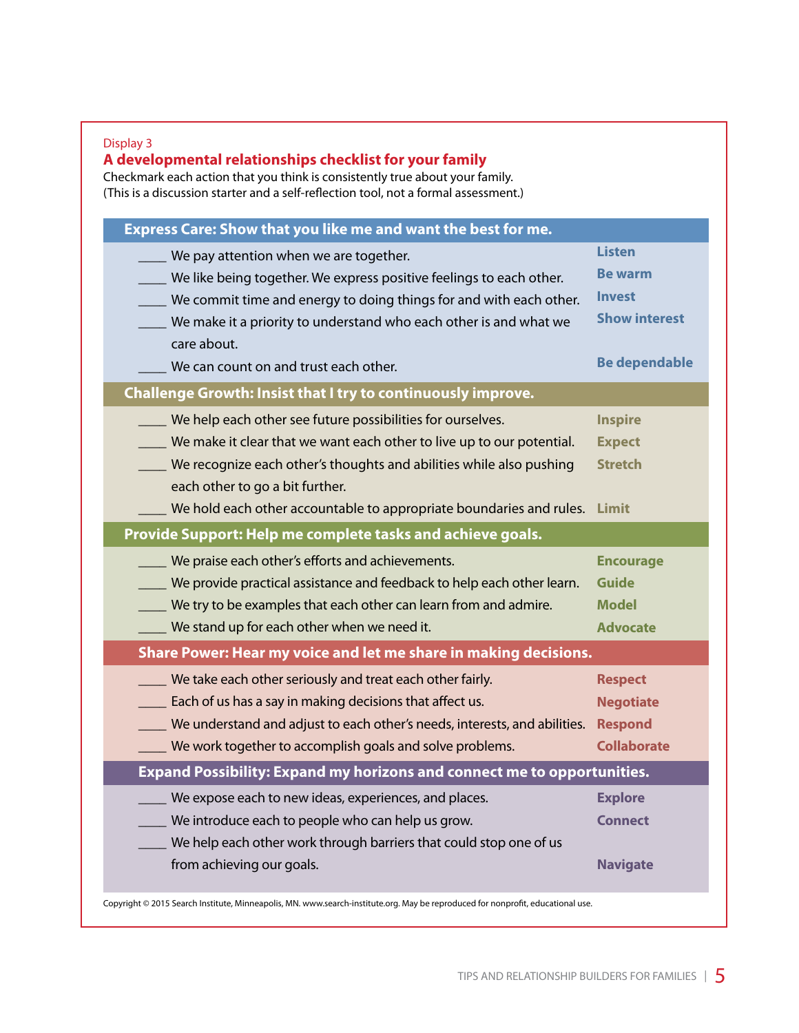Display 3

## A developmental relationships checklist for your family

Checkmark each action that you think is consistently true about your family.
(This is a discussion starter and a self-reflection tool, not a formal assessment.)

### Express Care: Show that you like me and want the best for me.

| | |
|---|---|
| ____ We pay attention when we are together. | **Listen** |
| ____ We like being together. We express positive feelings to each other. | **Be warm** |
| ____ We commit time and energy to doing things for and with each other. | **Invest** |
| ____ We make it a priority to understand who each other is and what we care about. | **Show interest** |
| ____ We can count on and trust each other. | **Be dependable** |

### Challenge Growth: Insist that I try to continuously improve.

| | |
|---|---|
| ____ We help each other see future possibilities for ourselves. | **Inspire** |
| ____ We make it clear that we want each other to live up to our potential. | **Expect** |
| ____ We recognize each other's thoughts and abilities while also pushing each other to go a bit further. | **Stretch** |
| ____ We hold each other accountable to appropriate boundaries and rules. | **Limit** |

### Provide Support: Help me complete tasks and achieve goals.

| | |
|---|---|
| ____ We praise each other's efforts and achievements. | **Encourage** |
| ____ We provide practical assistance and feedback to help each other learn. | **Guide** |
| ____ We try to be examples that each other can learn from and admire. | **Model** |
| ____ We stand up for each other when we need it. | **Advocate** |

### Share Power: Hear my voice and let me share in making decisions.

| | |
|---|---|
| ____ We take each other seriously and treat each other fairly. | **Respect** |
| ____ Each of us has a say in making decisions that affect us. | **Negotiate** |
| ____ We understand and adjust to each other's needs, interests, and abilities. | **Respond** |
| ____ We work together to accomplish goals and solve problems. | **Collaborate** |

### Expand Possibility: Expand my horizons and connect me to opportunities.

| | |
|---|---|
| ____ We expose each to new ideas, experiences, and places. | **Explore** |
| ____ We introduce each to people who can help us grow. | **Connect** |
| ____ We help each other work through barriers that could stop one of us from achieving our goals. | **Navigate** |

Copyright © 2015 Search Institute, Minneapolis, MN. www.search-institute.org. May be reproduced for nonprofit, educational use.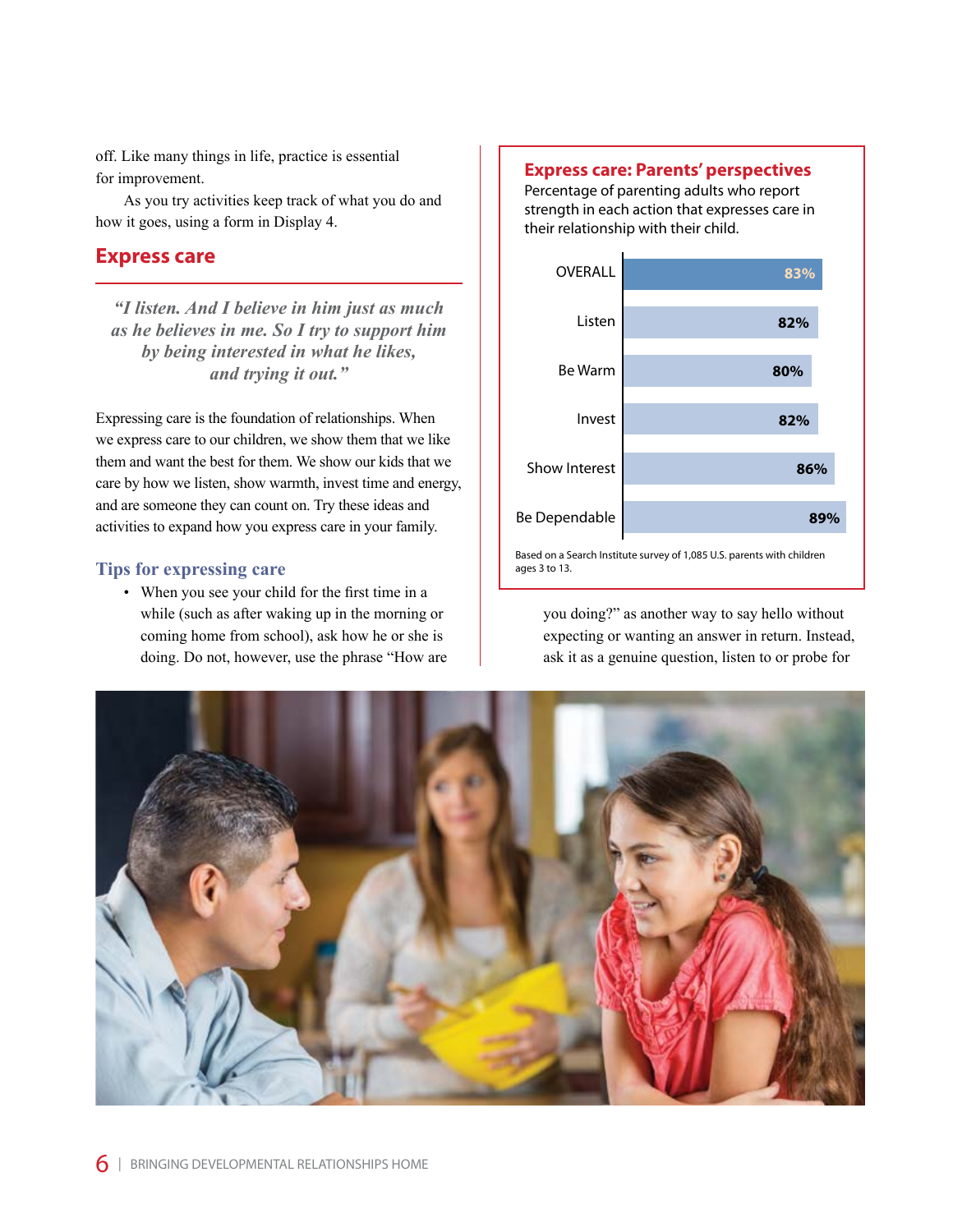off. Like many things in life, practice is essential for improvement.

As you try activities keep track of what you do and how it goes, using a form in Display 4.

## Express care

*"I listen. And I believe in him just as much as he believes in me. So I try to support him by being interested in what he likes, and trying it out."*

Expressing care is the foundation of relationships. When we express care to our children, we show them that we like them and want the best for them. We show our kids that we care by how we listen, show warmth, invest time and energy, and are someone they can count on. Try these ideas and activities to expand how you express care in your family.

### Tips for expressing care

- When you see your child for the first time in a while (such as after waking up in the morning or coming home from school), ask how he or she is doing. Do not, however, use the phrase "How are you doing?" as another way to say hello without expecting or wanting an answer in return. Instead, ask it as a genuine question, listen to or probe for

**Express care: Parents' perspectives**

Percentage of parenting adults who report strength in each action that expresses care in their relationship with their child.

| Action | Percentage |
| --- | --- |
| OVERALL | 83% |
| Listen | 82% |
| Be Warm | 80% |
| Invest | 82% |
| Show Interest | 86% |
| Be Dependable | 89% |

Based on a Search Institute survey of 1,085 U.S. parents with children ages 3 to 13.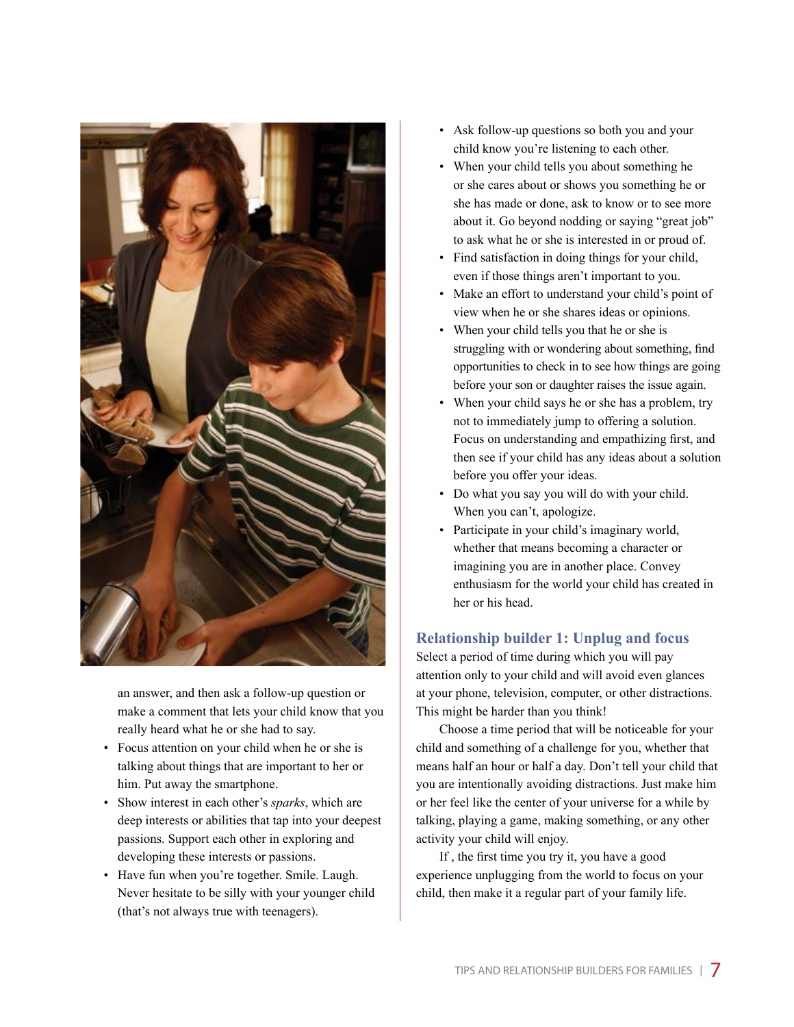an answer, and then ask a follow-up question or make a comment that lets your child know that you really heard what he or she had to say.

- Focus attention on your child when he or she is talking about things that are important to her or him. Put away the smartphone.
- Show interest in each other's *sparks*, which are deep interests or abilities that tap into your deepest passions. Support each other in exploring and developing these interests or passions.
- Have fun when you're together. Smile. Laugh. Never hesitate to be silly with your younger child (that's not always true with teenagers).
- Ask follow-up questions so both you and your child know you're listening to each other.
- When your child tells you about something he or she cares about or shows you something he or she has made or done, ask to know or to see more about it. Go beyond nodding or saying "great job" to ask what he or she is interested in or proud of.
- Find satisfaction in doing things for your child, even if those things aren't important to you.
- Make an effort to understand your child's point of view when he or she shares ideas or opinions.
- When your child tells you that he or she is struggling with or wondering about something, find opportunities to check in to see how things are going before your son or daughter raises the issue again.
- When your child says he or she has a problem, try not to immediately jump to offering a solution. Focus on understanding and empathizing first, and then see if your child has any ideas about a solution before you offer your ideas.
- Do what you say you will do with your child. When you can't, apologize.
- Participate in your child's imaginary world, whether that means becoming a character or imagining you are in another place. Convey enthusiasm for the world your child has created in her or his head.

## Relationship builder 1: Unplug and focus

Select a period of time during which you will pay attention only to your child and will avoid even glances at your phone, television, computer, or other distractions. This might be harder than you think!

Choose a time period that will be noticeable for your child and something of a challenge for you, whether that means half an hour or half a day. Don't tell your child that you are intentionally avoiding distractions. Just make him or her feel like the center of your universe for a while by talking, playing a game, making something, or any other activity your child will enjoy.

If , the first time you try it, you have a good experience unplugging from the world to focus on your child, then make it a regular part of your family life.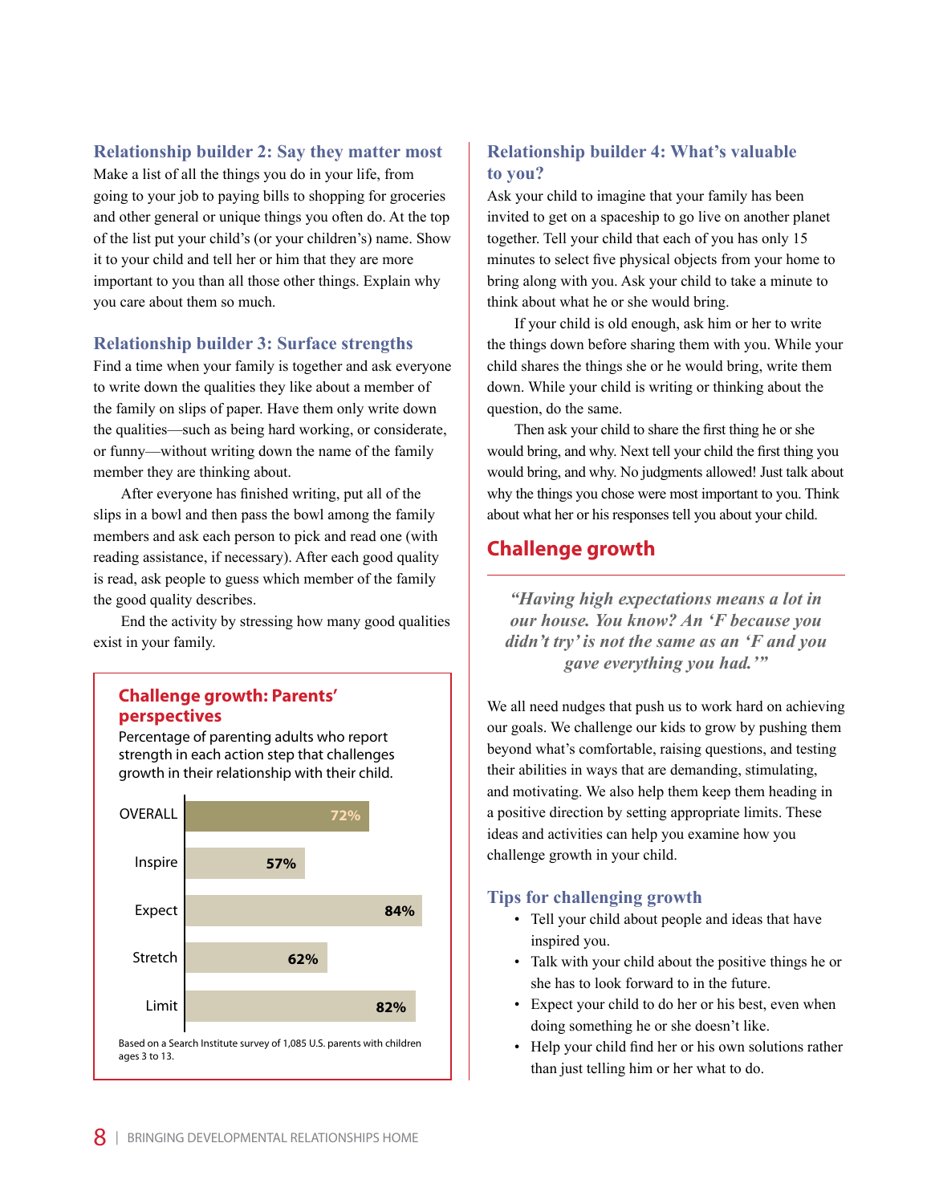### Relationship builder 2: Say they matter most

Make a list of all the things you do in your life, from going to your job to paying bills to shopping for groceries and other general or unique things you often do. At the top of the list put your child's (or your children's) name. Show it to your child and tell her or him that they are more important to you than all those other things. Explain why you care about them so much.

### Relationship builder 3: Surface strengths

Find a time when your family is together and ask everyone to write down the qualities they like about a member of the family on slips of paper. Have them only write down the qualities—such as being hard working, or considerate, or funny—without writing down the name of the family member they are thinking about.

After everyone has finished writing, put all of the slips in a bowl and then pass the bowl among the family members and ask each person to pick and read one (with reading assistance, if necessary). After each good quality is read, ask people to guess which member of the family the good quality describes.

End the activity by stressing how many good qualities exist in your family.

**Challenge growth: Parents' perspectives**

Percentage of parenting adults who report strength in each action step that challenges growth in their relationship with their child.

| Action step | Percentage |
|---|---|
| OVERALL | 72% |
| Inspire | 57% |
| Expect | 84% |
| Stretch | 62% |
| Limit | 82% |

Based on a Search Institute survey of 1,085 U.S. parents with children ages 3 to 13.

### Relationship builder 4: What's valuable to you?

Ask your child to imagine that your family has been invited to get on a spaceship to go live on another planet together. Tell your child that each of you has only 15 minutes to select five physical objects from your home to bring along with you. Ask your child to take a minute to think about what he or she would bring.

If your child is old enough, ask him or her to write the things down before sharing them with you. While your child shares the things she or he would bring, write them down. While your child is writing or thinking about the question, do the same.

Then ask your child to share the first thing he or she would bring, and why. Next tell your child the first thing you would bring, and why. No judgments allowed! Just talk about why the things you chose were most important to you. Think about what her or his responses tell you about your child.

## Challenge growth

*"Having high expectations means a lot in our house. You know? An 'F because you didn't try' is not the same as an 'F and you gave everything you had.'"*

We all need nudges that push us to work hard on achieving our goals. We challenge our kids to grow by pushing them beyond what's comfortable, raising questions, and testing their abilities in ways that are demanding, stimulating, and motivating. We also help them keep them heading in a positive direction by setting appropriate limits. These ideas and activities can help you examine how you challenge growth in your child.

### Tips for challenging growth

- Tell your child about people and ideas that have inspired you.
- Talk with your child about the positive things he or she has to look forward to in the future.
- Expect your child to do her or his best, even when doing something he or she doesn't like.
- Help your child find her or his own solutions rather than just telling him or her what to do.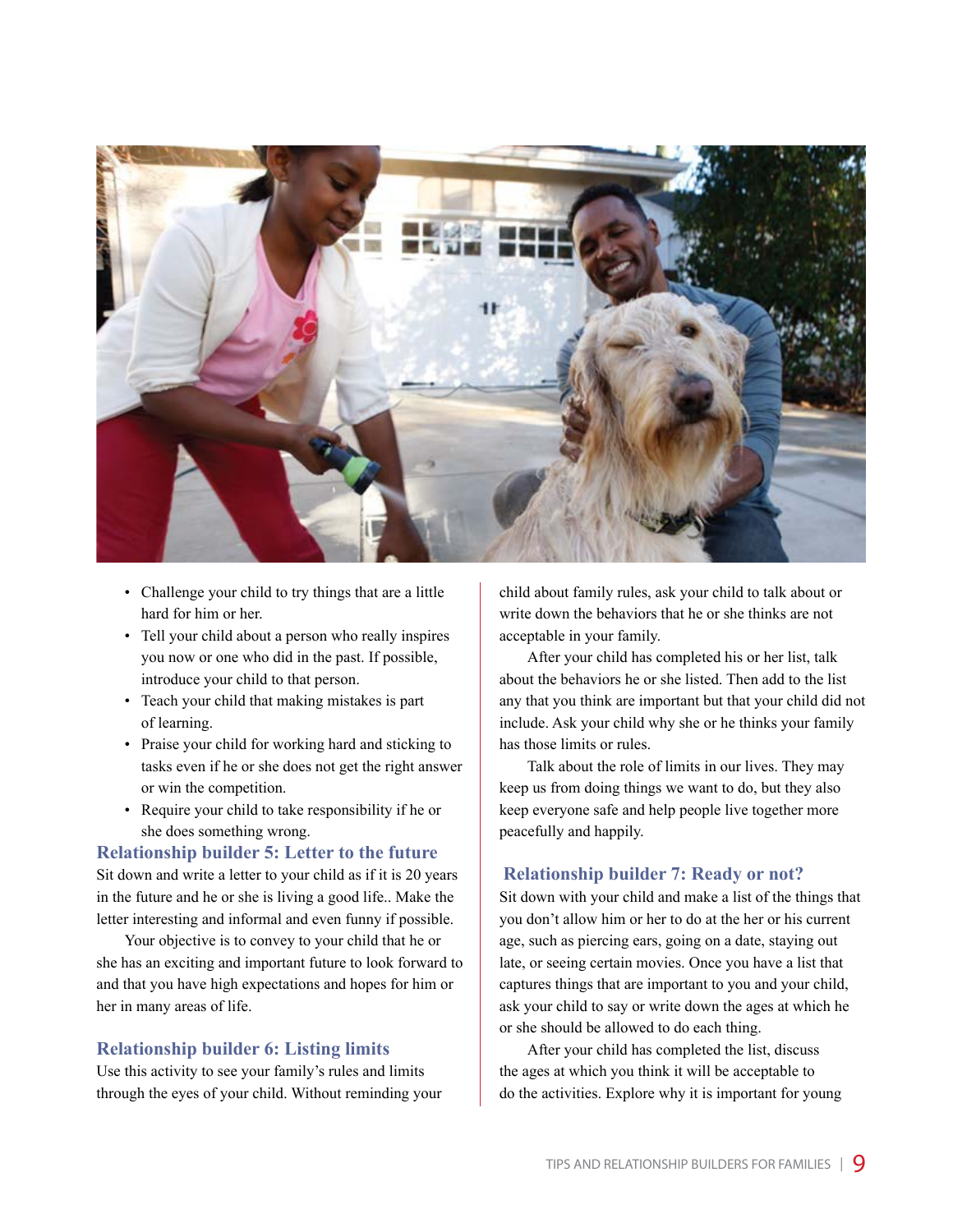- Challenge your child to try things that are a little hard for him or her.
- Tell your child about a person who really inspires you now or one who did in the past. If possible, introduce your child to that person.
- Teach your child that making mistakes is part of learning.
- Praise your child for working hard and sticking to tasks even if he or she does not get the right answer or win the competition.
- Require your child to take responsibility if he or she does something wrong.

## Relationship builder 5: Letter to the future

Sit down and write a letter to your child as if it is 20 years in the future and he or she is living a good life.. Make the letter interesting and informal and even funny if possible.

Your objective is to convey to your child that he or she has an exciting and important future to look forward to and that you have high expectations and hopes for him or her in many areas of life.

## Relationship builder 6: Listing limits

Use this activity to see your family's rules and limits through the eyes of your child. Without reminding your child about family rules, ask your child to talk about or write down the behaviors that he or she thinks are not acceptable in your family.

After your child has completed his or her list, talk about the behaviors he or she listed. Then add to the list any that you think are important but that your child did not include. Ask your child why she or he thinks your family has those limits or rules.

Talk about the role of limits in our lives. They may keep us from doing things we want to do, but they also keep everyone safe and help people live together more peacefully and happily.

## Relationship builder 7: Ready or not?

Sit down with your child and make a list of the things that you don't allow him or her to do at the her or his current age, such as piercing ears, going on a date, staying out late, or seeing certain movies. Once you have a list that captures things that are important to you and your child, ask your child to say or write down the ages at which he or she should be allowed to do each thing.

After your child has completed the list, discuss the ages at which you think it will be acceptable to do the activities. Explore why it is important for young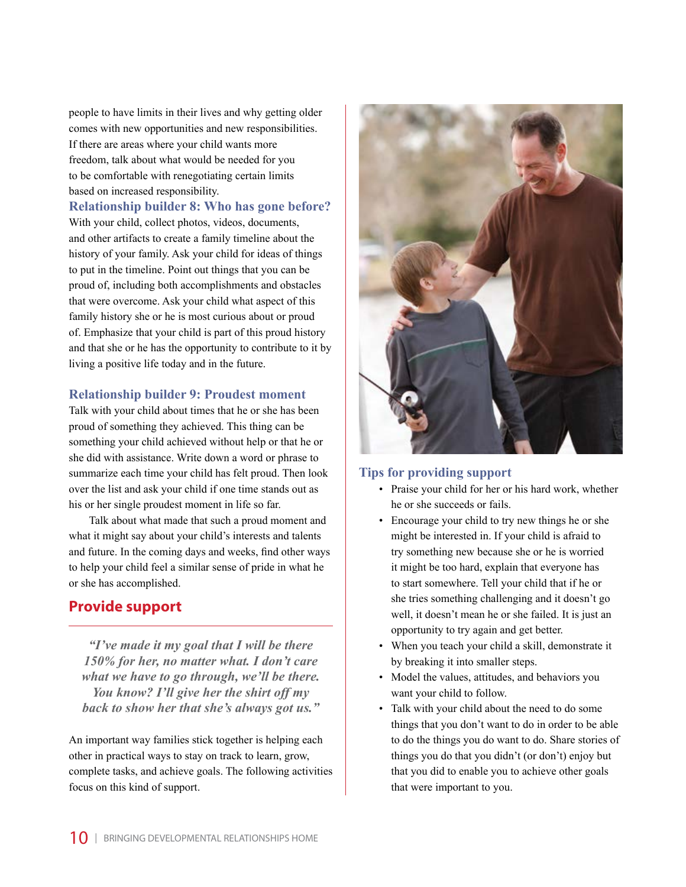people to have limits in their lives and why getting older comes with new opportunities and new responsibilities. If there are areas where your child wants more freedom, talk about what would be needed for you to be comfortable with renegotiating certain limits based on increased responsibility.

### Relationship builder 8: Who has gone before?

With your child, collect photos, videos, documents, and other artifacts to create a family timeline about the history of your family. Ask your child for ideas of things to put in the timeline. Point out things that you can be proud of, including both accomplishments and obstacles that were overcome. Ask your child what aspect of this family history she or he is most curious about or proud of. Emphasize that your child is part of this proud history and that she or he has the opportunity to contribute to it by living a positive life today and in the future.

### Relationship builder 9: Proudest moment

Talk with your child about times that he or she has been proud of something they achieved. This thing can be something your child achieved without help or that he or she did with assistance. Write down a word or phrase to summarize each time your child has felt proud. Then look over the list and ask your child if one time stands out as his or her single proudest moment in life so far.

Talk about what made that such a proud moment and what it might say about your child's interests and talents and future. In the coming days and weeks, find other ways to help your child feel a similar sense of pride in what he or she has accomplished.

## Provide support

> *"I've made it my goal that I will be there 150% for her, no matter what. I don't care what we have to go through, we'll be there. You know? I'll give her the shirt off my back to show her that she's always got us."*

An important way families stick together is helping each other in practical ways to stay on track to learn, grow, complete tasks, and achieve goals. The following activities focus on this kind of support.

### Tips for providing support

- Praise your child for her or his hard work, whether he or she succeeds or fails.
- Encourage your child to try new things he or she might be interested in. If your child is afraid to try something new because she or he is worried it might be too hard, explain that everyone has to start somewhere. Tell your child that if he or she tries something challenging and it doesn't go well, it doesn't mean he or she failed. It is just an opportunity to try again and get better.
- When you teach your child a skill, demonstrate it by breaking it into smaller steps.
- Model the values, attitudes, and behaviors you want your child to follow.
- Talk with your child about the need to do some things that you don't want to do in order to be able to do the things you do want to do. Share stories of things you do that you didn't (or don't) enjoy but that you did to enable you to achieve other goals that were important to you.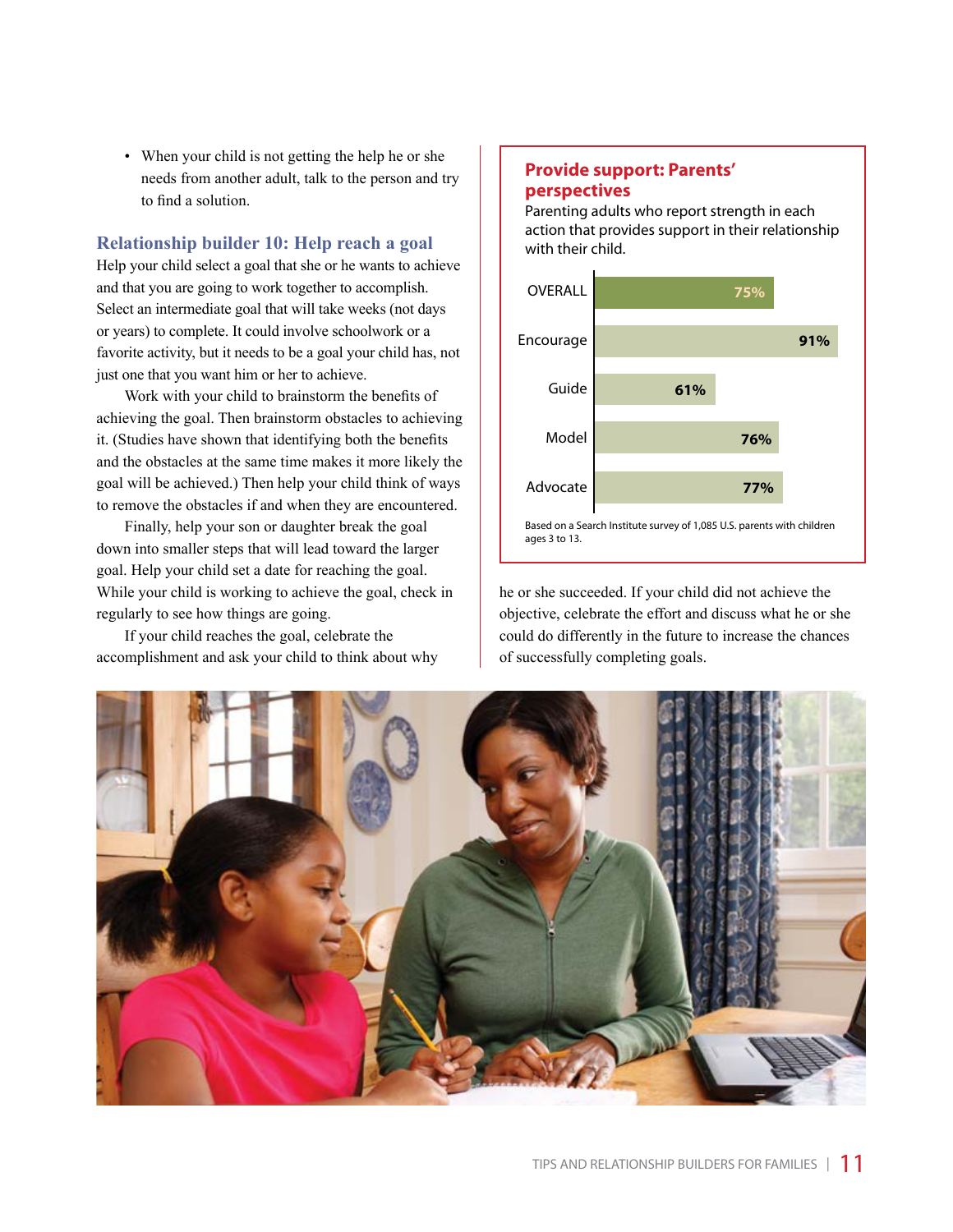- When your child is not getting the help he or she needs from another adult, talk to the person and try to find a solution.

### Relationship builder 10: Help reach a goal

Help your child select a goal that she or he wants to achieve and that you are going to work together to accomplish. Select an intermediate goal that will take weeks (not days or years) to complete. It could involve schoolwork or a favorite activity, but it needs to be a goal your child has, not just one that you want him or her to achieve.

Work with your child to brainstorm the benefits of achieving the goal. Then brainstorm obstacles to achieving it. (Studies have shown that identifying both the benefits and the obstacles at the same time makes it more likely the goal will be achieved.) Then help your child think of ways to remove the obstacles if and when they are encountered.

Finally, help your son or daughter break the goal down into smaller steps that will lead toward the larger goal. Help your child set a date for reaching the goal. While your child is working to achieve the goal, check in regularly to see how things are going.

If your child reaches the goal, celebrate the accomplishment and ask your child to think about why he or she succeeded. If your child did not achieve the objective, celebrate the effort and discuss what he or she could do differently in the future to increase the chances of successfully completing goals.

**Provide support: Parents' perspectives**

Parenting adults who report strength in each action that provides support in their relationship with their child.

| Action | Percent |
|---|---|
| OVERALL | 75% |
| Encourage | 91% |
| Guide | 61% |
| Model | 76% |
| Advocate | 77% |

Based on a Search Institute survey of 1,085 U.S. parents with children ages 3 to 13.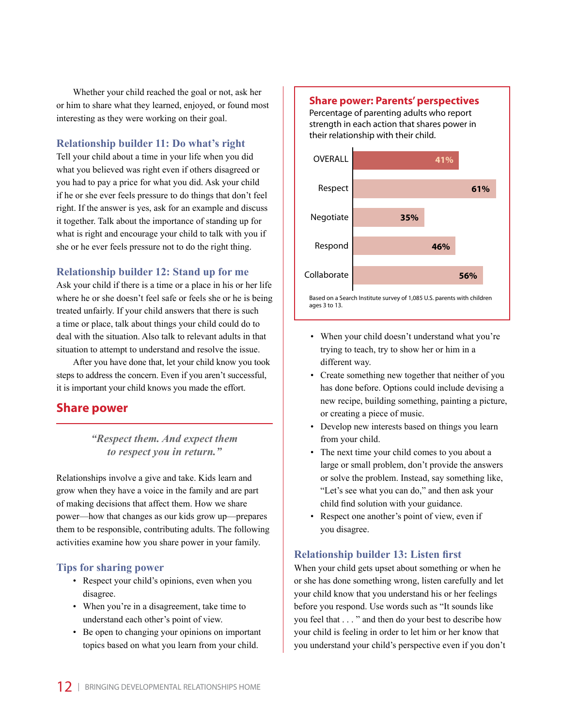Whether your child reached the goal or not, ask her or him to share what they learned, enjoyed, or found most interesting as they were working on their goal.

### Relationship builder 11: Do what's right

Tell your child about a time in your life when you did what you believed was right even if others disagreed or you had to pay a price for what you did. Ask your child if he or she ever feels pressure to do things that don't feel right. If the answer is yes, ask for an example and discuss it together. Talk about the importance of standing up for what is right and encourage your child to talk with you if she or he ever feels pressure not to do the right thing.

### Relationship builder 12: Stand up for me

Ask your child if there is a time or a place in his or her life where he or she doesn't feel safe or feels she or he is being treated unfairly. If your child answers that there is such a time or place, talk about things your child could do to deal with the situation. Also talk to relevant adults in that situation to attempt to understand and resolve the issue.

After you have done that, let your child know you took steps to address the concern. Even if you aren't successful, it is important your child knows you made the effort.

## Share power

*"Respect them. And expect them to respect you in return."*

Relationships involve a give and take. Kids learn and grow when they have a voice in the family and are part of making decisions that affect them. How we share power—how that changes as our kids grow up—prepares them to be responsible, contributing adults. The following activities examine how you share power in your family.

### Tips for sharing power

- Respect your child's opinions, even when you disagree.
- When you're in a disagreement, take time to understand each other's point of view.
- Be open to changing your opinions on important topics based on what you learn from your child.
- When your child doesn't understand what you're trying to teach, try to show her or him in a different way.
- Create something new together that neither of you has done before. Options could include devising a new recipe, building something, painting a picture, or creating a piece of music.
- Develop new interests based on things you learn from your child.
- The next time your child comes to you about a large or small problem, don't provide the answers or solve the problem. Instead, say something like, "Let's see what you can do," and then ask your child find solution with your guidance.
- Respect one another's point of view, even if you disagree.

**Share power: Parents' perspectives**

Percentage of parenting adults who report strength in each action that shares power in their relationship with their child.

| Action | Percentage |
|---|---|
| OVERALL | 41% |
| Respect | 61% |
| Negotiate | 35% |
| Respond | 46% |
| Collaborate | 56% |

Based on a Search Institute survey of 1,085 U.S. parents with children ages 3 to 13.

### Relationship builder 13: Listen first

When your child gets upset about something or when he or she has done something wrong, listen carefully and let your child know that you understand his or her feelings before you respond. Use words such as "It sounds like you feel that . . . " and then do your best to describe how your child is feeling in order to let him or her know that you understand your child's perspective even if you don't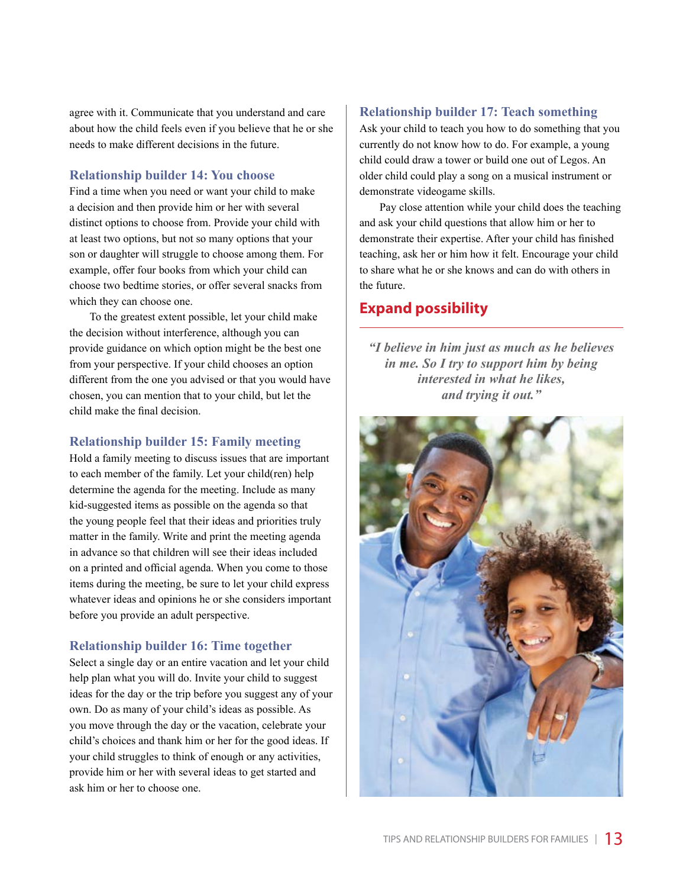agree with it. Communicate that you understand and care about how the child feels even if you believe that he or she needs to make different decisions in the future.

### Relationship builder 14: You choose

Find a time when you need or want your child to make a decision and then provide him or her with several distinct options to choose from. Provide your child with at least two options, but not so many options that your son or daughter will struggle to choose among them. For example, offer four books from which your child can choose two bedtime stories, or offer several snacks from which they can choose one.

To the greatest extent possible, let your child make the decision without interference, although you can provide guidance on which option might be the best one from your perspective. If your child chooses an option different from the one you advised or that you would have chosen, you can mention that to your child, but let the child make the final decision.

### Relationship builder 15: Family meeting

Hold a family meeting to discuss issues that are important to each member of the family. Let your child(ren) help determine the agenda for the meeting. Include as many kid-suggested items as possible on the agenda so that the young people feel that their ideas and priorities truly matter in the family. Write and print the meeting agenda in advance so that children will see their ideas included on a printed and official agenda. When you come to those items during the meeting, be sure to let your child express whatever ideas and opinions he or she considers important before you provide an adult perspective.

### Relationship builder 16: Time together

Select a single day or an entire vacation and let your child help plan what you will do. Invite your child to suggest ideas for the day or the trip before you suggest any of your own. Do as many of your child's ideas as possible. As you move through the day or the vacation, celebrate your child's choices and thank him or her for the good ideas. If your child struggles to think of enough or any activities, provide him or her with several ideas to get started and ask him or her to choose one.

### Relationship builder 17: Teach something

Ask your child to teach you how to do something that you currently do not know how to do. For example, a young child could draw a tower or build one out of Legos. An older child could play a song on a musical instrument or demonstrate videogame skills.

Pay close attention while your child does the teaching and ask your child questions that allow him or her to demonstrate their expertise. After your child has finished teaching, ask her or him how it felt. Encourage your child to share what he or she knows and can do with others in the future.

## Expand possibility

*"I believe in him just as much as he believes in me. So I try to support him by being interested in what he likes, and trying it out."*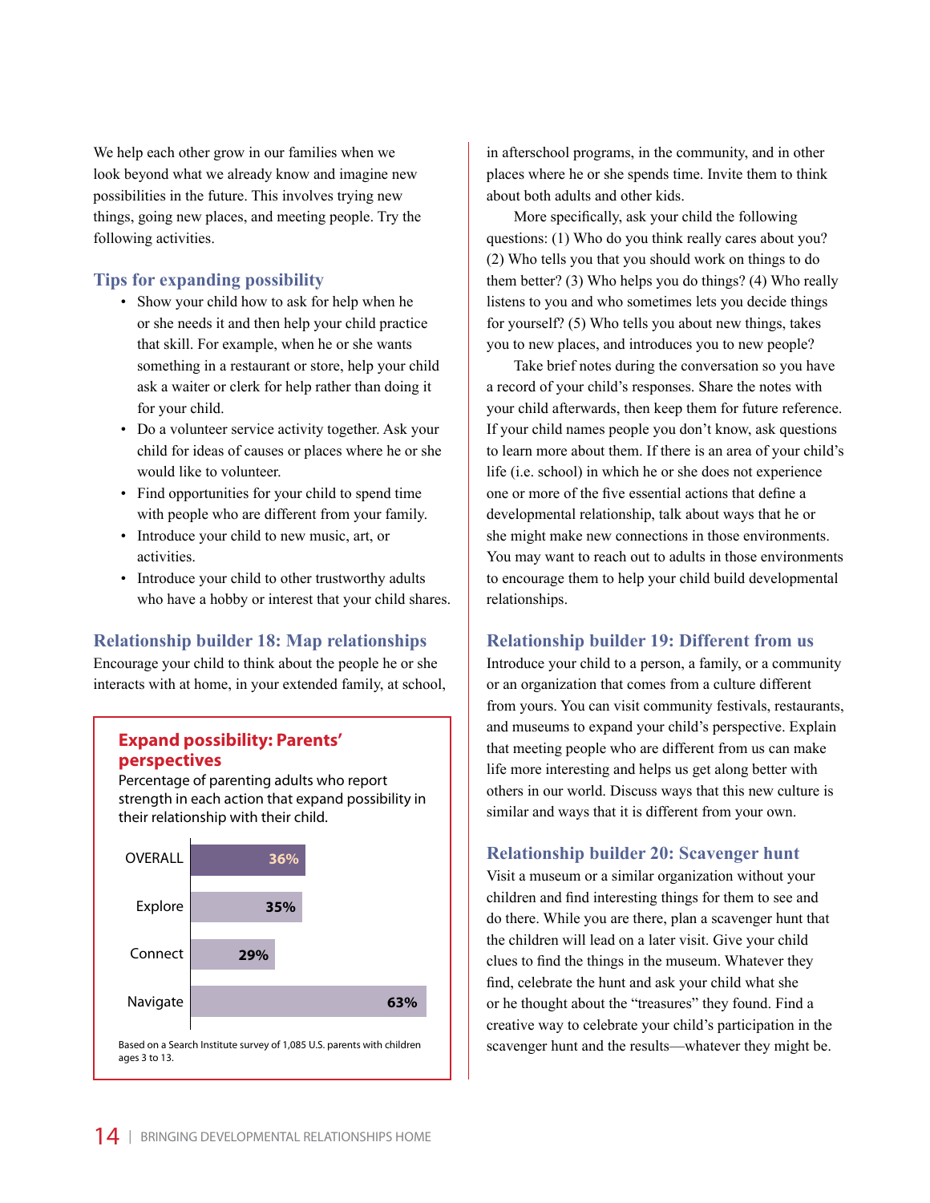We help each other grow in our families when we look beyond what we already know and imagine new possibilities in the future. This involves trying new things, going new places, and meeting people. Try the following activities.

## Tips for expanding possibility

- Show your child how to ask for help when he or she needs it and then help your child practice that skill. For example, when he or she wants something in a restaurant or store, help your child ask a waiter or clerk for help rather than doing it for your child.
- Do a volunteer service activity together. Ask your child for ideas of causes or places where he or she would like to volunteer.
- Find opportunities for your child to spend time with people who are different from your family.
- Introduce your child to new music, art, or activities.
- Introduce your child to other trustworthy adults who have a hobby or interest that your child shares.

## Relationship builder 18: Map relationships

Encourage your child to think about the people he or she interacts with at home, in your extended family, at school, in afterschool programs, in the community, and in other places where he or she spends time. Invite them to think about both adults and other kids.

More specifically, ask your child the following questions: (1) Who do you think really cares about you? (2) Who tells you that you should work on things to do them better? (3) Who helps you do things? (4) Who really listens to you and who sometimes lets you decide things for yourself? (5) Who tells you about new things, takes you to new places, and introduces you to new people?

Take brief notes during the conversation so you have a record of your child's responses. Share the notes with your child afterwards, then keep them for future reference. If your child names people you don't know, ask questions to learn more about them. If there is an area of your child's life (i.e. school) in which he or she does not experience one or more of the five essential actions that define a developmental relationship, talk about ways that he or she might make new connections in those environments. You may want to reach out to adults in those environments to encourage them to help your child build developmental relationships.

### Expand possibility: Parents' perspectives

Percentage of parenting adults who report strength in each action that expand possibility in their relationship with their child.

| Action | Percentage |
|---|---|
| OVERALL | 36% |
| Explore | 35% |
| Connect | 29% |
| Navigate | 63% |

Based on a Search Institute survey of 1,085 U.S. parents with children ages 3 to 13.

## Relationship builder 19: Different from us

Introduce your child to a person, a family, or a community or an organization that comes from a culture different from yours. You can visit community festivals, restaurants, and museums to expand your child's perspective. Explain that meeting people who are different from us can make life more interesting and helps us get along better with others in our world. Discuss ways that this new culture is similar and ways that it is different from your own.

## Relationship builder 20: Scavenger hunt

Visit a museum or a similar organization without your children and find interesting things for them to see and do there. While you are there, plan a scavenger hunt that the children will lead on a later visit. Give your child clues to find the things in the museum. Whatever they find, celebrate the hunt and ask your child what she or he thought about the "treasures" they found. Find a creative way to celebrate your child's participation in the scavenger hunt and the results—whatever they might be.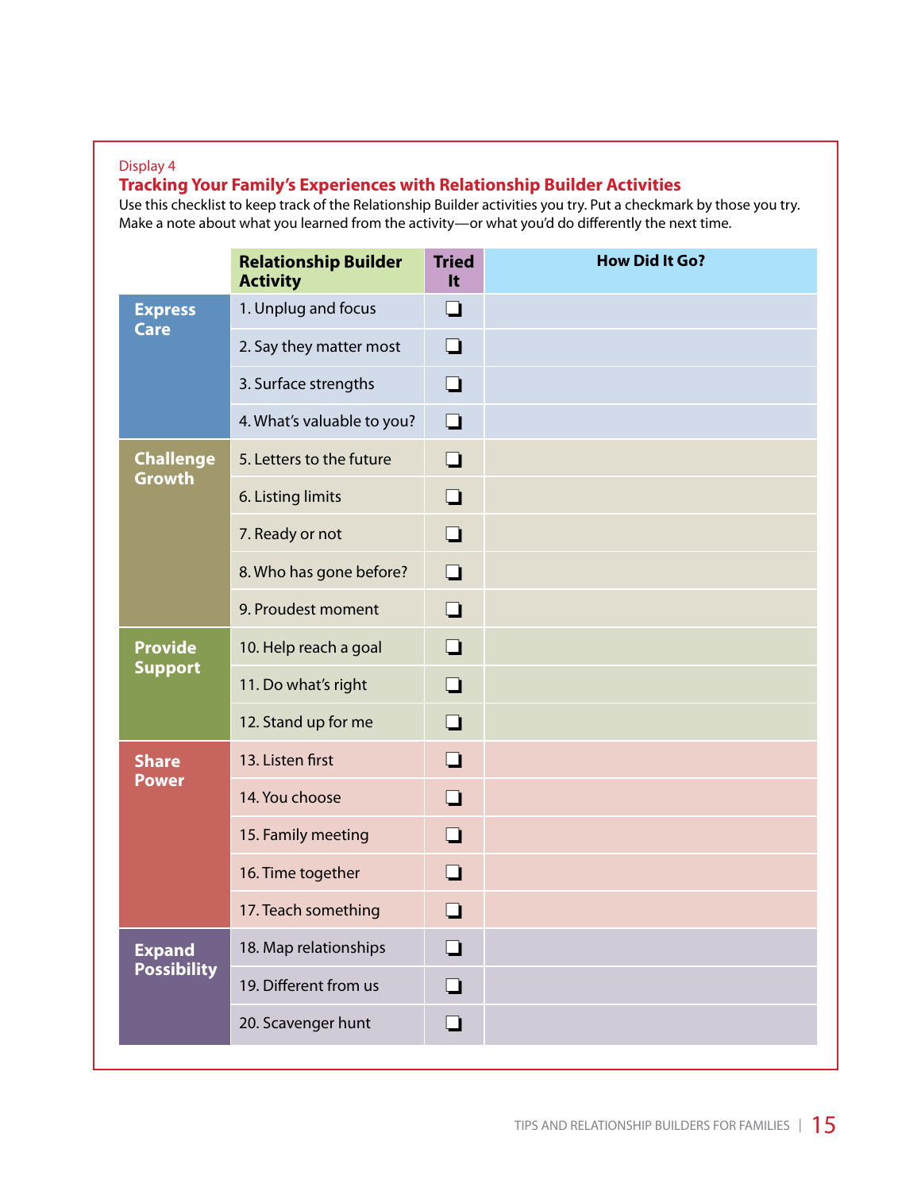Display 4

## Tracking Your Family's Experiences with Relationship Builder Activities

Use this checklist to keep track of the Relationship Builder activities you try. Put a checkmark by those you try. Make a note about what you learned from the activity—or what you'd do differently the next time.

| | Relationship Builder Activity | Tried It | How Did It Go? |
|---|---|---|---|
| **Express Care** | 1. Unplug and focus | ❑ | |
| | 2. Say they matter most | ❑ | |
| | 3. Surface strengths | ❑ | |
| | 4. What's valuable to you? | ❑ | |
| **Challenge Growth** | 5. Letters to the future | ❑ | |
| | 6. Listing limits | ❑ | |
| | 7. Ready or not | ❑ | |
| | 8. Who has gone before? | ❑ | |
| | 9. Proudest moment | ❑ | |
| **Provide Support** | 10. Help reach a goal | ❑ | |
| | 11. Do what's right | ❑ | |
| | 12. Stand up for me | ❑ | |
| **Share Power** | 13. Listen first | ❑ | |
| | 14. You choose | ❑ | |
| | 15. Family meeting | ❑ | |
| | 16. Time together | ❑ | |
| | 17. Teach something | ❑ | |
| **Expand Possibility** | 18. Map relationships | ❑ | |
| | 19. Different from us | ❑ | |
| | 20. Scavenger hunt | ❑ | |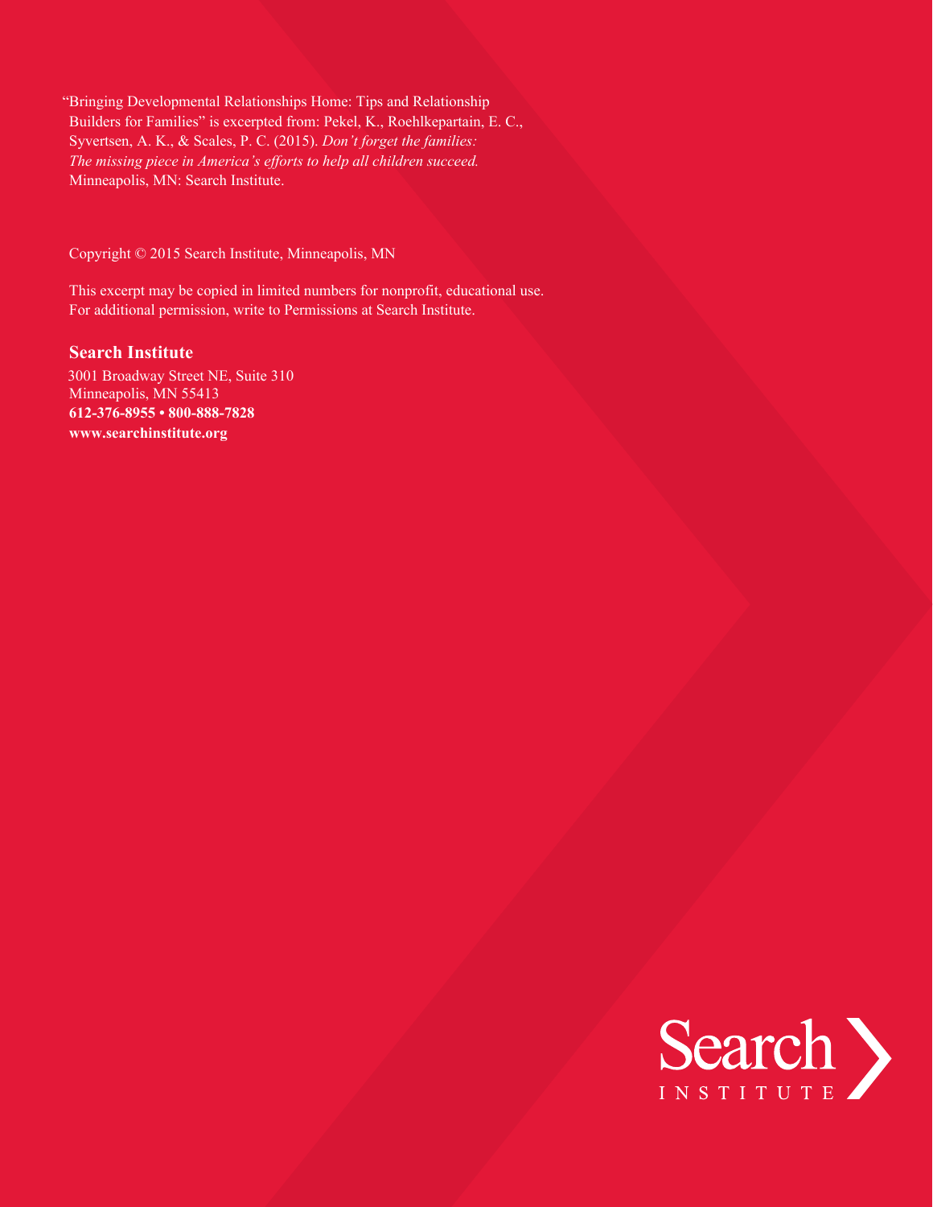"Bringing Developmental Relationships Home: Tips and Relationship Builders for Families" is excerpted from: Pekel, K., Roehlkepartain, E. C., Syvertsen, A. K., & Scales, P. C. (2015). *Don't forget the families: The missing piece in America's efforts to help all children succeed.* Minneapolis, MN: Search Institute.

Copyright © 2015 Search Institute, Minneapolis, MN

This excerpt may be copied in limited numbers for nonprofit, educational use. For additional permission, write to Permissions at Search Institute.

**Search Institute**

3001 Broadway Street NE, Suite 310
Minneapolis, MN 55413
**612-376-8955 • 800-888-7828**
**www.searchinstitute.org**

Search INSTITUTE